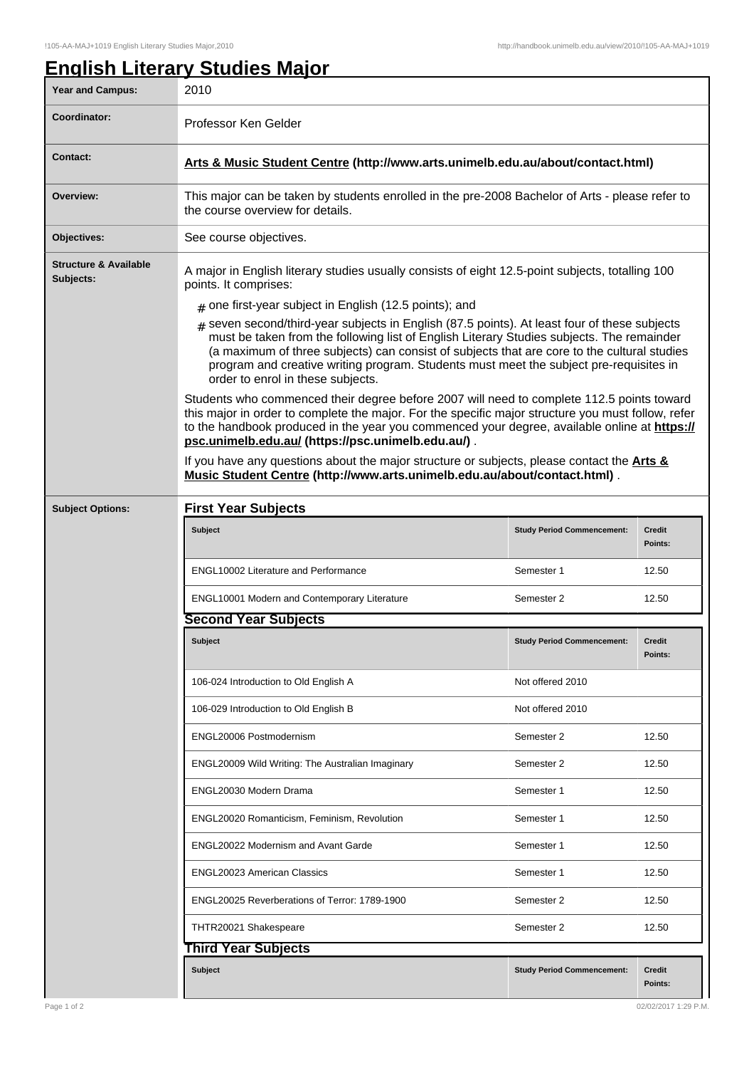# English Literary Studies Major

| | |
|---|---|
| **Year and Campus:** | 2010 |
| **Coordinator:** | Professor Ken Gelder |
| **Contact:** | **Arts & Music Student Centre (http://www.arts.unimelb.edu.au/about/contact.html)** |
| **Overview:** | This major can be taken by students enrolled in the pre-2008 Bachelor of Arts - please refer to the course overview for details. |
| **Objectives:** | See course objectives. |

**Structure & Available Subjects:**

A major in English literary studies usually consists of eight 12.5-point subjects, totalling 100 points. It comprises:

- one first-year subject in English (12.5 points); and
- seven second/third-year subjects in English (87.5 points). At least four of these subjects must be taken from the following list of English Literary Studies subjects. The remainder (a maximum of three subjects) can consist of subjects that are core to the cultural studies program and creative writing program. Students must meet the subject pre-requisites in order to enrol in these subjects.

Students who commenced their degree before 2007 will need to complete 112.5 points toward this major in order to complete the major. For the specific major structure you must follow, refer to the handbook produced in the year you commenced your degree, available online at **https://psc.unimelb.edu.au/ (https://psc.unimelb.edu.au/)** .

If you have any questions about the major structure or subjects, please contact the **Arts & Music Student Centre (http://www.arts.unimelb.edu.au/about/contact.html)** .

**Subject Options:**

## First Year Subjects

| Subject | Study Period Commencement: | Credit Points: |
|---|---|---|
| ENGL10002 Literature and Performance | Semester 1 | 12.50 |
| ENGL10001 Modern and Contemporary Literature | Semester 2 | 12.50 |

## Second Year Subjects

| Subject | Study Period Commencement: | Credit Points: |
|---|---|---|
| 106-024 Introduction to Old English A | Not offered 2010 | |
| 106-029 Introduction to Old English B | Not offered 2010 | |
| ENGL20006 Postmodernism | Semester 2 | 12.50 |
| ENGL20009 Wild Writing: The Australian Imaginary | Semester 2 | 12.50 |
| ENGL20030 Modern Drama | Semester 1 | 12.50 |
| ENGL20020 Romanticism, Feminism, Revolution | Semester 1 | 12.50 |
| ENGL20022 Modernism and Avant Garde | Semester 1 | 12.50 |
| ENGL20023 American Classics | Semester 1 | 12.50 |
| ENGL20025 Reverberations of Terror: 1789-1900 | Semester 2 | 12.50 |
| THTR20021 Shakespeare | Semester 2 | 12.50 |

## Third Year Subjects

| Subject | Study Period Commencement: | Credit Points: |
|---|---|---|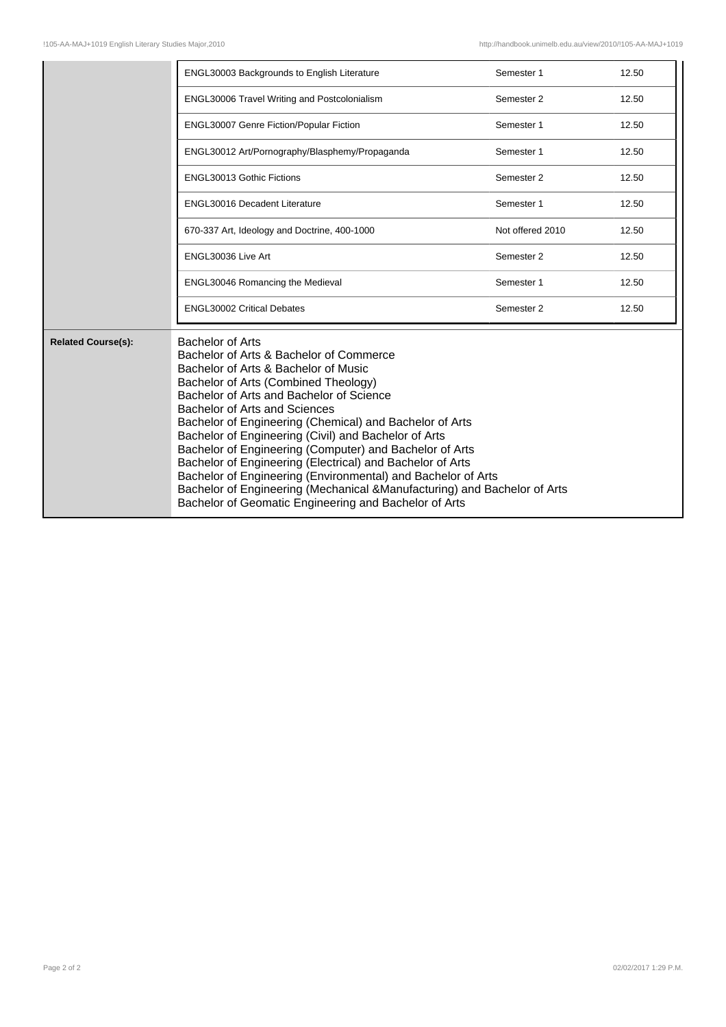| | | | |
|---|---|---|---|
| | ENGL30003 Backgrounds to English Literature | Semester 1 | 12.50 |
| | ENGL30006 Travel Writing and Postcolonialism | Semester 2 | 12.50 |
| | ENGL30007 Genre Fiction/Popular Fiction | Semester 1 | 12.50 |
| | ENGL30012 Art/Pornography/Blasphemy/Propaganda | Semester 1 | 12.50 |
| | ENGL30013 Gothic Fictions | Semester 2 | 12.50 |
| | ENGL30016 Decadent Literature | Semester 1 | 12.50 |
| | 670-337 Art, Ideology and Doctrine, 400-1000 | Not offered 2010 | 12.50 |
| | ENGL30036 Live Art | Semester 2 | 12.50 |
| | ENGL30046 Romancing the Medieval | Semester 1 | 12.50 |
| | ENGL30002 Critical Debates | Semester 2 | 12.50 |
| **Related Course(s):** | Bachelor of Arts<br>Bachelor of Arts & Bachelor of Commerce<br>Bachelor of Arts & Bachelor of Music<br>Bachelor of Arts (Combined Theology)<br>Bachelor of Arts and Bachelor of Science<br>Bachelor of Arts and Sciences<br>Bachelor of Engineering (Chemical) and Bachelor of Arts<br>Bachelor of Engineering (Civil) and Bachelor of Arts<br>Bachelor of Engineering (Computer) and Bachelor of Arts<br>Bachelor of Engineering (Electrical) and Bachelor of Arts<br>Bachelor of Engineering (Environmental) and Bachelor of Arts<br>Bachelor of Engineering (Mechanical &Manufacturing) and Bachelor of Arts<br>Bachelor of Geomatic Engineering and Bachelor of Arts | | |